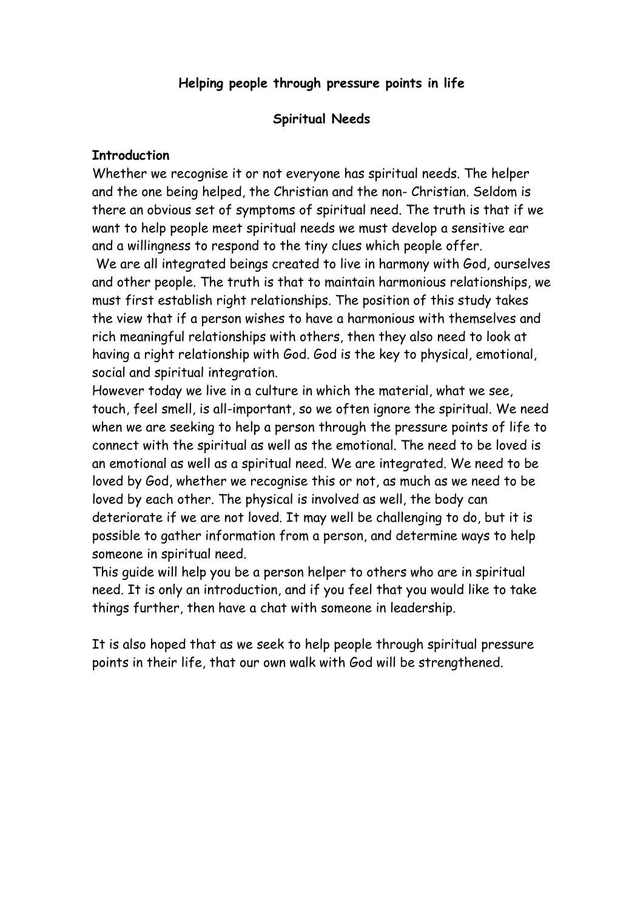**Helping people through pressure points in life**

**Spiritual Needs**

**Introduction**

Whether we recognise it or not everyone has spiritual needs. The helper and the one being helped, the Christian and the non- Christian. Seldom is there an obvious set of symptoms of spiritual need. The truth is that if we want to help people meet spiritual needs we must develop a sensitive ear and a willingness to respond to the tiny clues which people offer.

We are all integrated beings created to live in harmony with God, ourselves and other people. The truth is that to maintain harmonious relationships, we must first establish right relationships. The position of this study takes the view that if a person wishes to have a harmonious with themselves and rich meaningful relationships with others, then they also need to look at having a right relationship with God. God is the key to physical, emotional, social and spiritual integration.

However today we live in a culture in which the material, what we see, touch, feel smell, is all-important, so we often ignore the spiritual. We need when we are seeking to help a person through the pressure points of life to connect with the spiritual as well as the emotional. The need to be loved is an emotional as well as a spiritual need. We are integrated. We need to be loved by God, whether we recognise this or not, as much as we need to be loved by each other. The physical is involved as well, the body can deteriorate if we are not loved. It may well be challenging to do, but it is possible to gather information from a person, and determine ways to help someone in spiritual need.

This guide will help you be a person helper to others who are in spiritual need. It is only an introduction, and if you feel that you would like to take things further, then have a chat with someone in leadership.

It is also hoped that as we seek to help people through spiritual pressure points in their life, that our own walk with God will be strengthened.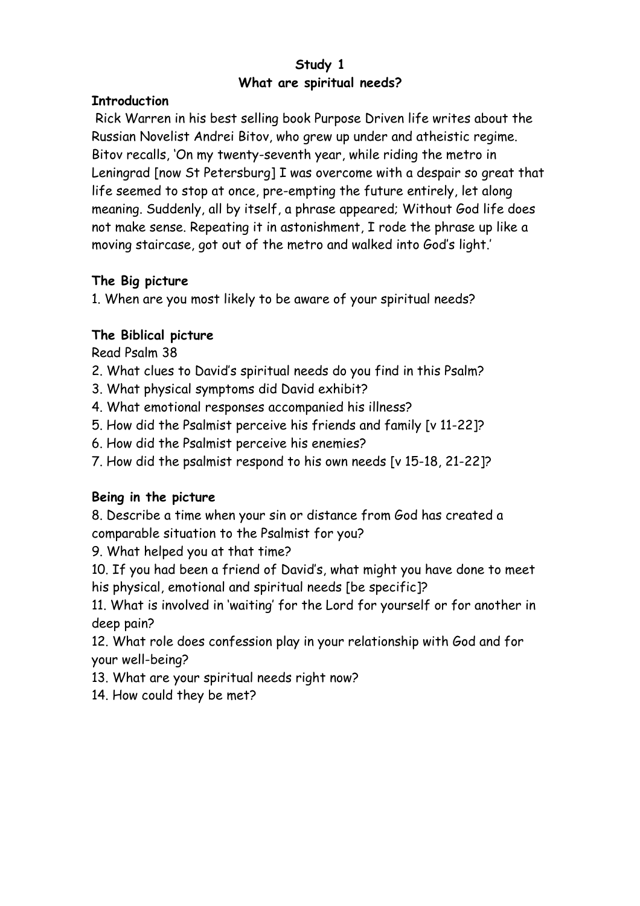**Study 1**
**What are spiritual needs?**

**Introduction**

Rick Warren in his best selling book Purpose Driven life writes about the Russian Novelist Andrei Bitov, who grew up under and atheistic regime. Bitov recalls, 'On my twenty-seventh year, while riding the metro in Leningrad [now St Petersburg] I was overcome with a despair so great that life seemed to stop at once, pre-empting the future entirely, let along meaning. Suddenly, all by itself, a phrase appeared; Without God life does not make sense. Repeating it in astonishment, I rode the phrase up like a moving staircase, got out of the metro and walked into God's light.'

**The Big picture**

1. When are you most likely to be aware of your spiritual needs?

**The Biblical picture**

Read Psalm 38

2. What clues to David's spiritual needs do you find in this Psalm?
3. What physical symptoms did David exhibit?
4. What emotional responses accompanied his illness?
5. How did the Psalmist perceive his friends and family [v 11-22]?
6. How did the Psalmist perceive his enemies?
7. How did the psalmist respond to his own needs [v 15-18, 21-22]?

**Being in the picture**

8. Describe a time when your sin or distance from God has created a comparable situation to the Psalmist for you?
9. What helped you at that time?
10. If you had been a friend of David's, what might you have done to meet his physical, emotional and spiritual needs [be specific]?
11. What is involved in 'waiting' for the Lord for yourself or for another in deep pain?
12. What role does confession play in your relationship with God and for your well-being?
13. What are your spiritual needs right now?
14. How could they be met?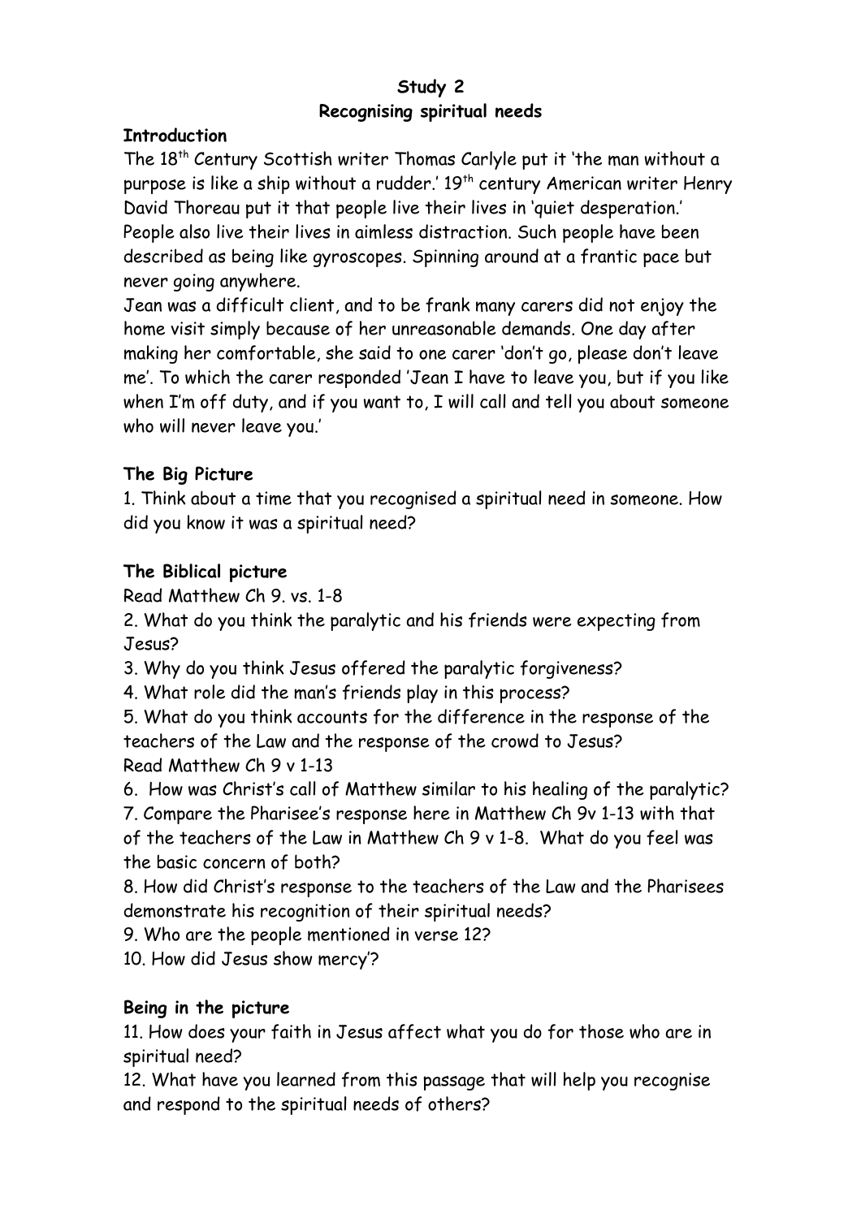**Study 2**

**Recognising spiritual needs**

**Introduction**

The 18th Century Scottish writer Thomas Carlyle put it 'the man without a purpose is like a ship without a rudder.' 19th century American writer Henry David Thoreau put it that people live their lives in 'quiet desperation.' People also live their lives in aimless distraction. Such people have been described as being like gyroscopes. Spinning around at a frantic pace but never going anywhere.

Jean was a difficult client, and to be frank many carers did not enjoy the home visit simply because of her unreasonable demands. One day after making her comfortable, she said to one carer 'don't go, please don't leave me'. To which the carer responded 'Jean I have to leave you, but if you like when I'm off duty, and if you want to, I will call and tell you about someone who will never leave you.'

**The Big Picture**

1. Think about a time that you recognised a spiritual need in someone. How did you know it was a spiritual need?

**The Biblical picture**

Read Matthew Ch 9. vs. 1-8

2. What do you think the paralytic and his friends were expecting from Jesus?
3. Why do you think Jesus offered the paralytic forgiveness?
4. What role did the man's friends play in this process?
5. What do you think accounts for the difference in the response of the teachers of the Law and the response of the crowd to Jesus?

Read Matthew Ch 9 v 1-13

6. How was Christ's call of Matthew similar to his healing of the paralytic?
7. Compare the Pharisee's response here in Matthew Ch 9v 1-13 with that of the teachers of the Law in Matthew Ch 9 v 1-8. What do you feel was the basic concern of both?
8. How did Christ's response to the teachers of the Law and the Pharisees demonstrate his recognition of their spiritual needs?
9. Who are the people mentioned in verse 12?
10. How did Jesus show mercy'?

**Being in the picture**

11. How does your faith in Jesus affect what you do for those who are in spiritual need?
12. What have you learned from this passage that will help you recognise and respond to the spiritual needs of others?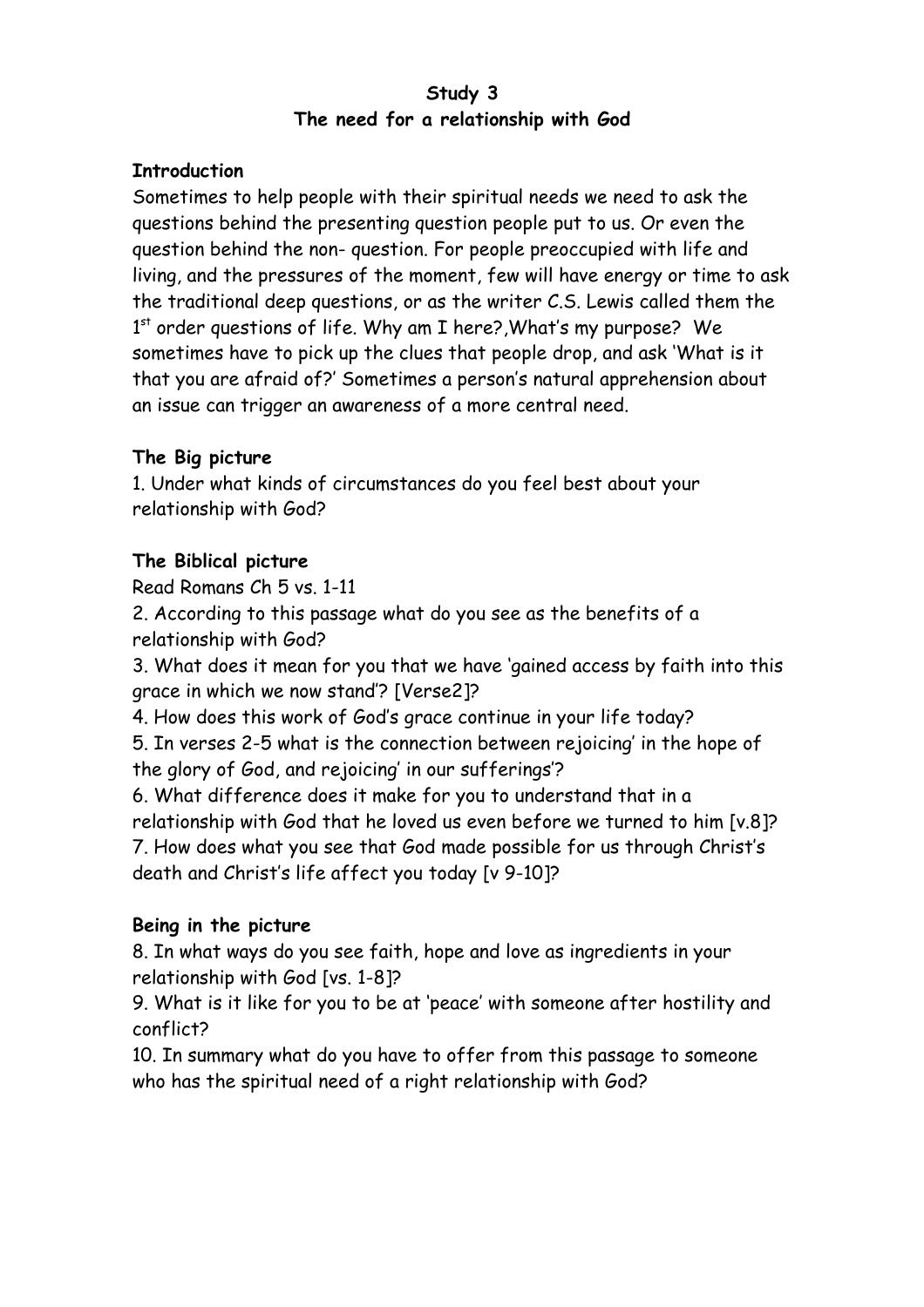# Study 3
## The need for a relationship with God

**Introduction**

Sometimes to help people with their spiritual needs we need to ask the questions behind the presenting question people put to us. Or even the question behind the non- question. For people preoccupied with life and living, and the pressures of the moment, few will have energy or time to ask the traditional deep questions, or as the writer C.S. Lewis called them the 1st order questions of life. Why am I here?,What's my purpose? We sometimes have to pick up the clues that people drop, and ask 'What is it that you are afraid of?' Sometimes a person's natural apprehension about an issue can trigger an awareness of a more central need.

**The Big picture**

1. Under what kinds of circumstances do you feel best about your relationship with God?

**The Biblical picture**

Read Romans Ch 5 vs. 1-11

2. According to this passage what do you see as the benefits of a relationship with God?
3. What does it mean for you that we have 'gained access by faith into this grace in which we now stand'? [Verse2]?
4. How does this work of God's grace continue in your life today?
5. In verses 2-5 what is the connection between rejoicing' in the hope of the glory of God, and rejoicing' in our sufferings'?
6. What difference does it make for you to understand that in a relationship with God that he loved us even before we turned to him [v.8]?
7. How does what you see that God made possible for us through Christ's death and Christ's life affect you today [v 9-10]?

**Being in the picture**

8. In what ways do you see faith, hope and love as ingredients in your relationship with God [vs. 1-8]?
9. What is it like for you to be at 'peace' with someone after hostility and conflict?
10. In summary what do you have to offer from this passage to someone who has the spiritual need of a right relationship with God?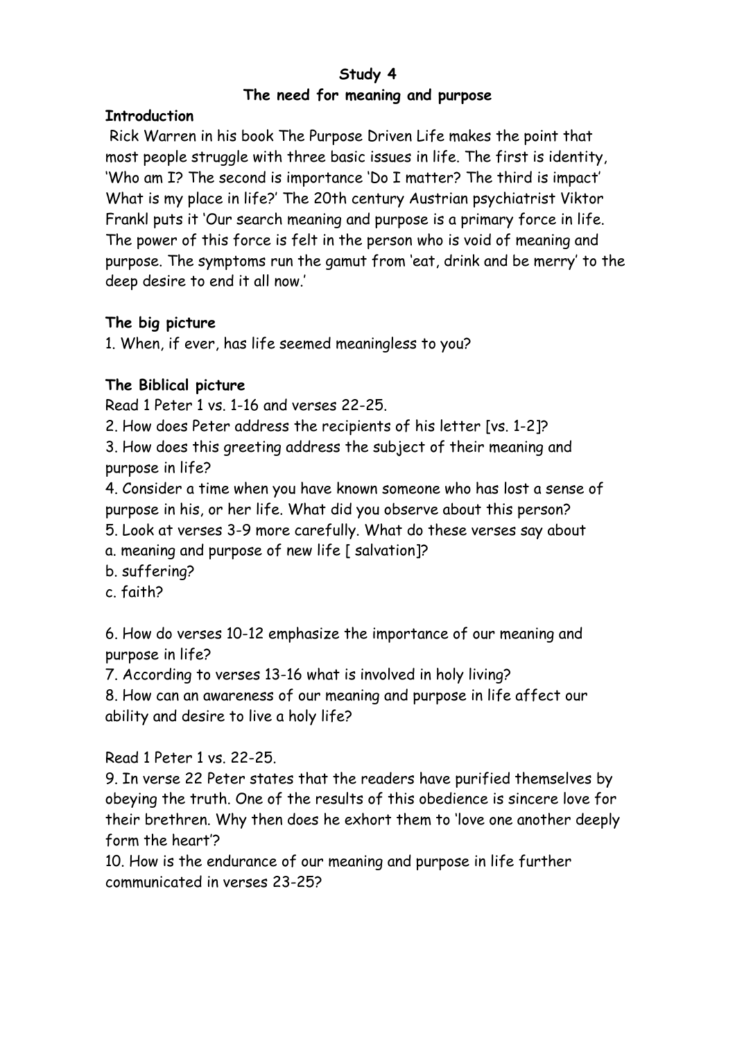**Study 4**

**The need for meaning and purpose**

**Introduction**

Rick Warren in his book The Purpose Driven Life makes the point that most people struggle with three basic issues in life. The first is identity, 'Who am I? The second is importance 'Do I matter? The third is impact' What is my place in life?' The 20th century Austrian psychiatrist Viktor Frankl puts it 'Our search meaning and purpose is a primary force in life. The power of this force is felt in the person who is void of meaning and purpose. The symptoms run the gamut from 'eat, drink and be merry' to the deep desire to end it all now.'

**The big picture**

1. When, if ever, has life seemed meaningless to you?

**The Biblical picture**

Read 1 Peter 1 vs. 1-16 and verses 22-25.

2. How does Peter address the recipients of his letter [vs. 1-2]?
3. How does this greeting address the subject of their meaning and purpose in life?
4. Consider a time when you have known someone who has lost a sense of purpose in his, or her life. What did you observe about this person?
5. Look at verses 3-9 more carefully. What do these verses say about
a. meaning and purpose of new life [ salvation]?
b. suffering?
c. faith?

6. How do verses 10-12 emphasize the importance of our meaning and purpose in life?
7. According to verses 13-16 what is involved in holy living?
8. How can an awareness of our meaning and purpose in life affect our ability and desire to live a holy life?

Read 1 Peter 1 vs. 22-25.

9. In verse 22 Peter states that the readers have purified themselves by obeying the truth. One of the results of this obedience is sincere love for their brethren. Why then does he exhort them to 'love one another deeply form the heart'?
10. How is the endurance of our meaning and purpose in life further communicated in verses 23-25?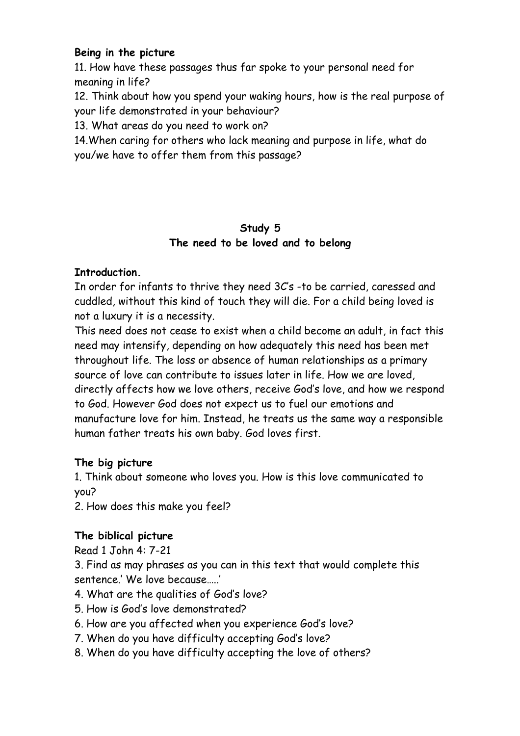**Being in the picture**

11. How have these passages thus far spoke to your personal need for meaning in life?
12. Think about how you spend your waking hours, how is the real purpose of your life demonstrated in your behaviour?
13. What areas do you need to work on?
14.When caring for others who lack meaning and purpose in life, what do you/we have to offer them from this passage?

## Study 5
## The need to be loved and to belong

**Introduction.**

In order for infants to thrive they need 3C's -to be carried, caressed and cuddled, without this kind of touch they will die. For a child being loved is not a luxury it is a necessity.

This need does not cease to exist when a child become an adult, in fact this need may intensify, depending on how adequately this need has been met throughout life. The loss or absence of human relationships as a primary source of love can contribute to issues later in life. How we are loved, directly affects how we love others, receive God's love, and how we respond to God. However God does not expect us to fuel our emotions and manufacture love for him. Instead, he treats us the same way a responsible human father treats his own baby. God loves first.

**The big picture**

1. Think about someone who loves you. How is this love communicated to you?
2. How does this make you feel?

**The biblical picture**

Read 1 John 4: 7-21

3. Find as may phrases as you can in this text that would complete this sentence.' We love because…..'
4. What are the qualities of God's love?
5. How is God's love demonstrated?
6. How are you affected when you experience God's love?
7. When do you have difficulty accepting God's love?
8. When do you have difficulty accepting the love of others?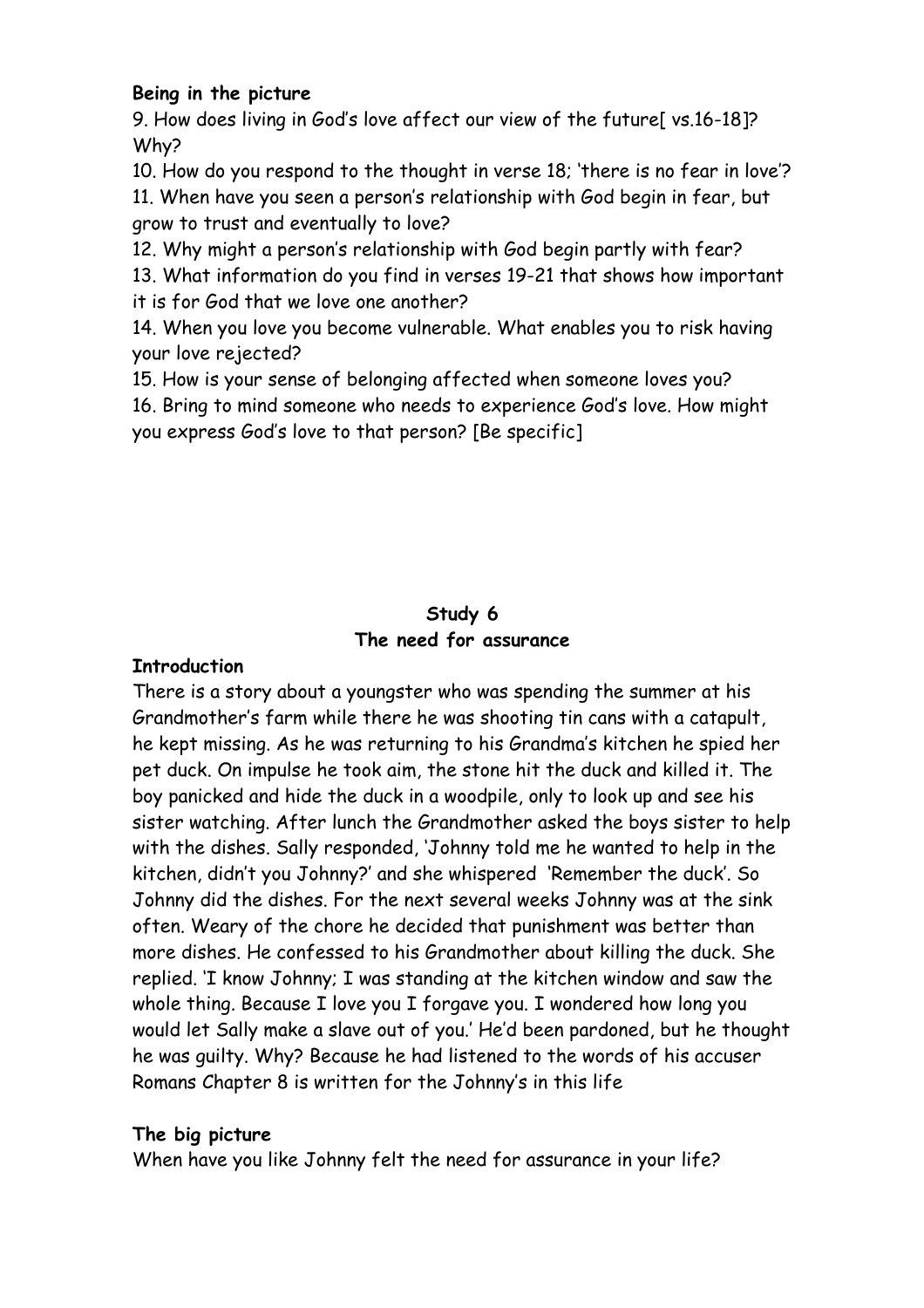**Being in the picture**

9. How does living in God's love affect our view of the future[ vs.16-18]? Why?

10. How do you respond to the thought in verse 18; 'there is no fear in love'?

11. When have you seen a person's relationship with God begin in fear, but grow to trust and eventually to love?

12. Why might a person's relationship with God begin partly with fear?

13. What information do you find in verses 19-21 that shows how important it is for God that we love one another?

14. When you love you become vulnerable. What enables you to risk having your love rejected?

15. How is your sense of belonging affected when someone loves you?

16. Bring to mind someone who needs to experience God's love. How might you express God's love to that person? [Be specific]

## Study 6
## The need for assurance

**Introduction**

There is a story about a youngster who was spending the summer at his Grandmother's farm while there he was shooting tin cans with a catapult, he kept missing. As he was returning to his Grandma's kitchen he spied her pet duck. On impulse he took aim, the stone hit the duck and killed it. The boy panicked and hide the duck in a woodpile, only to look up and see his sister watching. After lunch the Grandmother asked the boys sister to help with the dishes. Sally responded, 'Johnny told me he wanted to help in the kitchen, didn't you Johnny?' and she whispered 'Remember the duck'. So Johnny did the dishes. For the next several weeks Johnny was at the sink often. Weary of the chore he decided that punishment was better than more dishes. He confessed to his Grandmother about killing the duck. She replied. 'I know Johnny; I was standing at the kitchen window and saw the whole thing. Because I love you I forgave you. I wondered how long you would let Sally make a slave out of you.' He'd been pardoned, but he thought he was guilty. Why? Because he had listened to the words of his accuser Romans Chapter 8 is written for the Johnny's in this life

**The big picture**

When have you like Johnny felt the need for assurance in your life?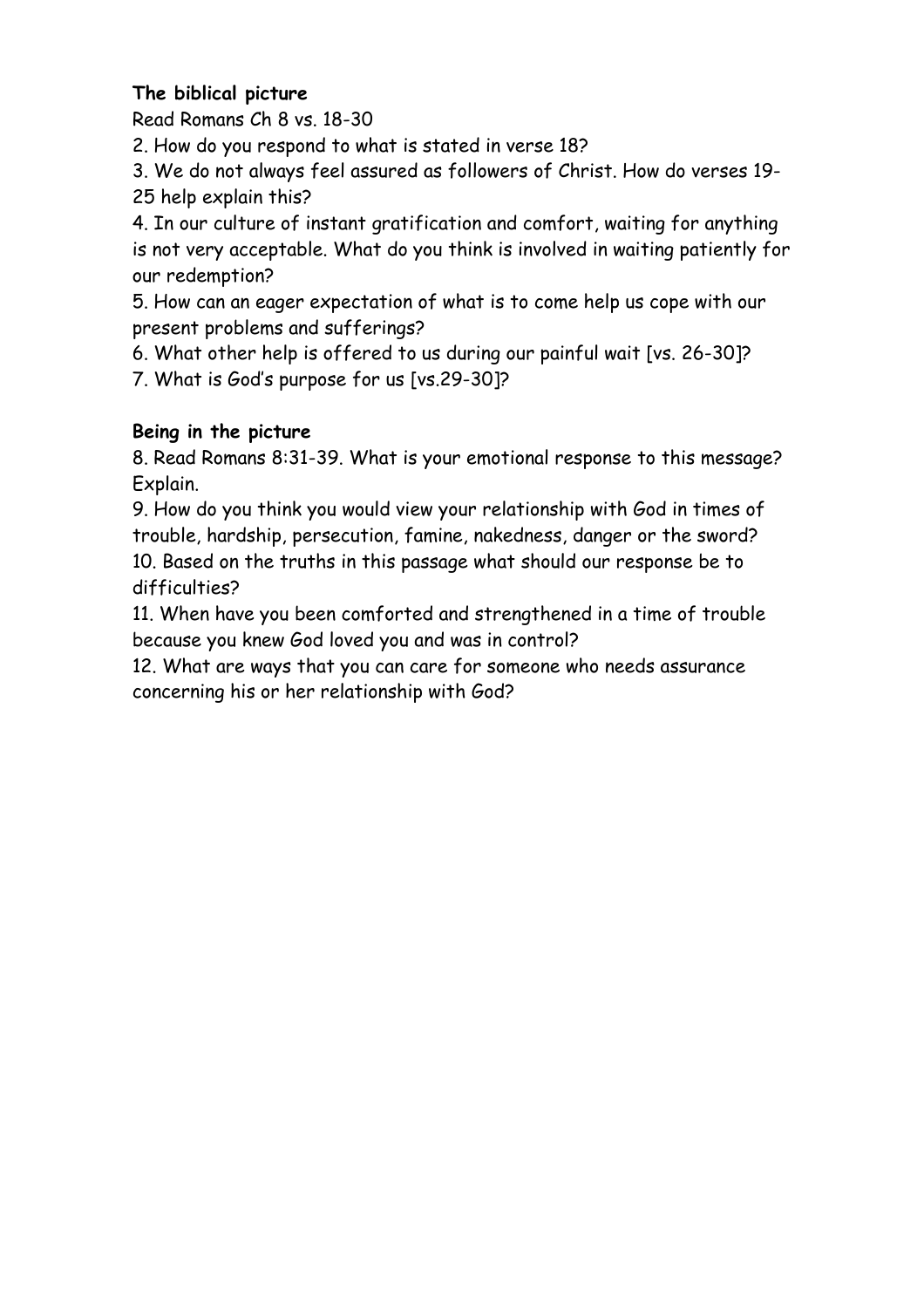**The biblical picture**

Read Romans Ch 8 vs. 18-30

2. How do you respond to what is stated in verse 18?

3. We do not always feel assured as followers of Christ. How do verses 19-25 help explain this?

4. In our culture of instant gratification and comfort, waiting for anything is not very acceptable. What do you think is involved in waiting patiently for our redemption?

5. How can an eager expectation of what is to come help us cope with our present problems and sufferings?

6. What other help is offered to us during our painful wait [vs. 26-30]?

7. What is God's purpose for us [vs.29-30]?

**Being in the picture**

8. Read Romans 8:31-39. What is your emotional response to this message? Explain.

9. How do you think you would view your relationship with God in times of trouble, hardship, persecution, famine, nakedness, danger or the sword?

10. Based on the truths in this passage what should our response be to difficulties?

11. When have you been comforted and strengthened in a time of trouble because you knew God loved you and was in control?

12. What are ways that you can care for someone who needs assurance concerning his or her relationship with God?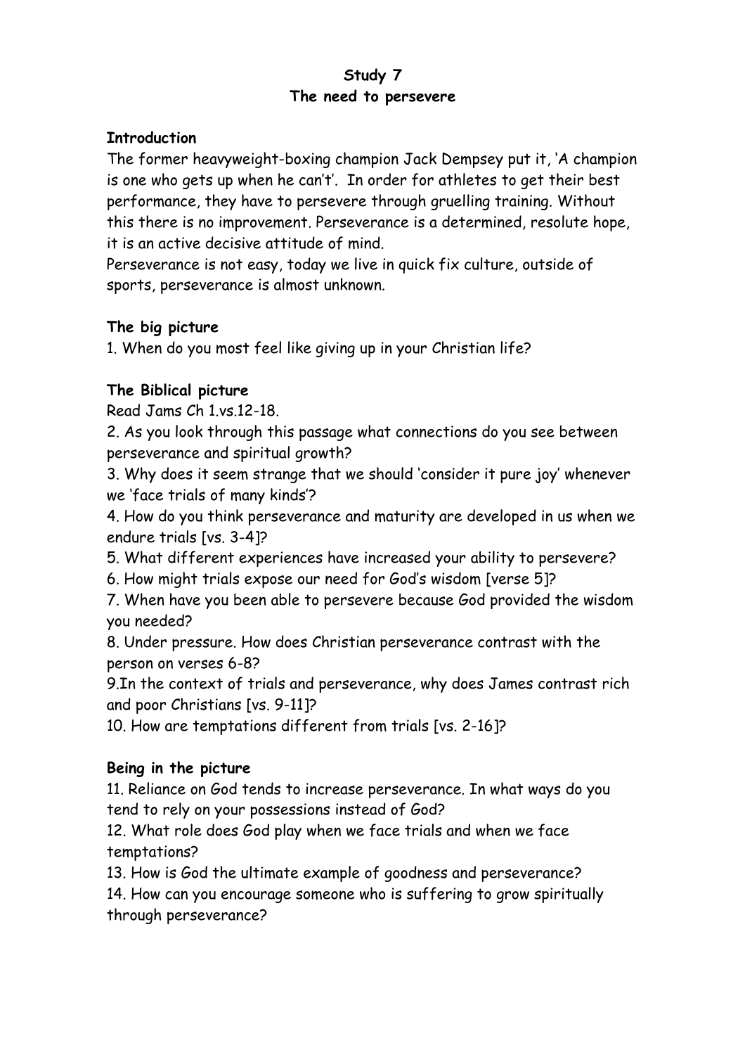**Study 7**
**The need to persevere**

**Introduction**

The former heavyweight-boxing champion Jack Dempsey put it, 'A champion is one who gets up when he can't'. In order for athletes to get their best performance, they have to persevere through gruelling training. Without this there is no improvement. Perseverance is a determined, resolute hope, it is an active decisive attitude of mind.
Perseverance is not easy, today we live in quick fix culture, outside of sports, perseverance is almost unknown.

**The big picture**

1. When do you most feel like giving up in your Christian life?

**The Biblical picture**

Read Jams Ch 1.vs.12-18.

2. As you look through this passage what connections do you see between perseverance and spiritual growth?
3. Why does it seem strange that we should 'consider it pure joy' whenever we 'face trials of many kinds'?
4. How do you think perseverance and maturity are developed in us when we endure trials [vs. 3-4]?
5. What different experiences have increased your ability to persevere?
6. How might trials expose our need for God's wisdom [verse 5]?
7. When have you been able to persevere because God provided the wisdom you needed?
8. Under pressure. How does Christian perseverance contrast with the person on verses 6-8?
9.In the context of trials and perseverance, why does James contrast rich and poor Christians [vs. 9-11]?
10. How are temptations different from trials [vs. 2-16]?

**Being in the picture**

11. Reliance on God tends to increase perseverance. In what ways do you tend to rely on your possessions instead of God?
12. What role does God play when we face trials and when we face temptations?
13. How is God the ultimate example of goodness and perseverance?
14. How can you encourage someone who is suffering to grow spiritually through perseverance?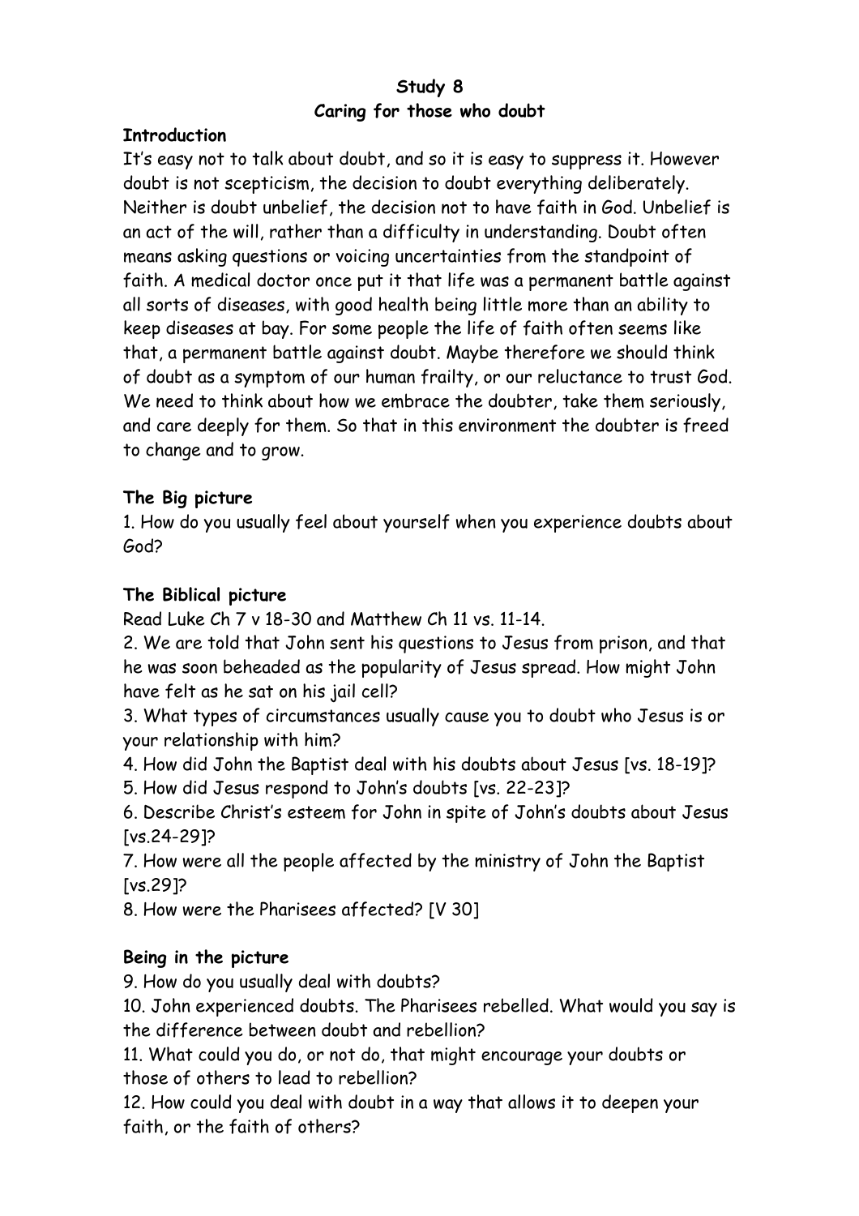**Study 8**

**Caring for those who doubt**

**Introduction**

It's easy not to talk about doubt, and so it is easy to suppress it. However doubt is not scepticism, the decision to doubt everything deliberately. Neither is doubt unbelief, the decision not to have faith in God. Unbelief is an act of the will, rather than a difficulty in understanding. Doubt often means asking questions or voicing uncertainties from the standpoint of faith. A medical doctor once put it that life was a permanent battle against all sorts of diseases, with good health being little more than an ability to keep diseases at bay. For some people the life of faith often seems like that, a permanent battle against doubt. Maybe therefore we should think of doubt as a symptom of our human frailty, or our reluctance to trust God. We need to think about how we embrace the doubter, take them seriously, and care deeply for them. So that in this environment the doubter is freed to change and to grow.

**The Big picture**

1. How do you usually feel about yourself when you experience doubts about God?

**The Biblical picture**

Read Luke Ch 7 v 18-30 and Matthew Ch 11 vs. 11-14.

2. We are told that John sent his questions to Jesus from prison, and that he was soon beheaded as the popularity of Jesus spread. How might John have felt as he sat on his jail cell?
3. What types of circumstances usually cause you to doubt who Jesus is or your relationship with him?
4. How did John the Baptist deal with his doubts about Jesus [vs. 18-19]?
5. How did Jesus respond to John's doubts [vs. 22-23]?
6. Describe Christ's esteem for John in spite of John's doubts about Jesus [vs.24-29]?
7. How were all the people affected by the ministry of John the Baptist [vs.29]?
8. How were the Pharisees affected? [V 30]

**Being in the picture**

9. How do you usually deal with doubts?
10. John experienced doubts. The Pharisees rebelled. What would you say is the difference between doubt and rebellion?
11. What could you do, or not do, that might encourage your doubts or those of others to lead to rebellion?
12. How could you deal with doubt in a way that allows it to deepen your faith, or the faith of others?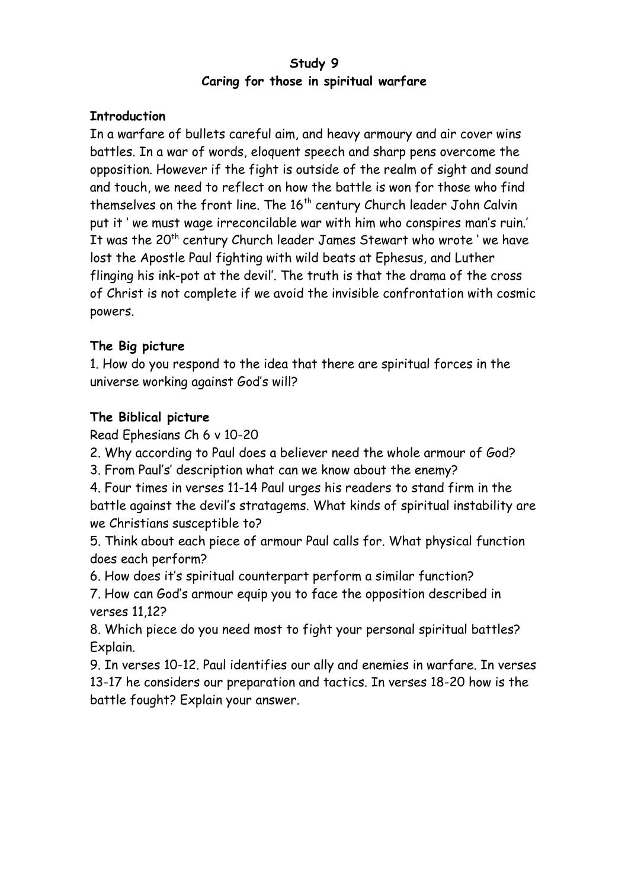**Study 9**
**Caring for those in spiritual warfare**

**Introduction**

In a warfare of bullets careful aim, and heavy armoury and air cover wins battles. In a war of words, eloquent speech and sharp pens overcome the opposition. However if the fight is outside of the realm of sight and sound and touch, we need to reflect on how the battle is won for those who find themselves on the front line. The 16th century Church leader John Calvin put it ' we must wage irreconcilable war with him who conspires man's ruin.' It was the 20th century Church leader James Stewart who wrote ' we have lost the Apostle Paul fighting with wild beats at Ephesus, and Luther flinging his ink-pot at the devil'. The truth is that the drama of the cross of Christ is not complete if we avoid the invisible confrontation with cosmic powers.

**The Big picture**

1. How do you respond to the idea that there are spiritual forces in the universe working against God's will?

**The Biblical picture**

Read Ephesians Ch 6 v 10-20

2. Why according to Paul does a believer need the whole armour of God?
3. From Paul's' description what can we know about the enemy?
4. Four times in verses 11-14 Paul urges his readers to stand firm in the battle against the devil's stratagems. What kinds of spiritual instability are we Christians susceptible to?
5. Think about each piece of armour Paul calls for. What physical function does each perform?
6. How does it's spiritual counterpart perform a similar function?
7. How can God's armour equip you to face the opposition described in verses 11,12?
8. Which piece do you need most to fight your personal spiritual battles? Explain.
9. In verses 10-12. Paul identifies our ally and enemies in warfare. In verses 13-17 he considers our preparation and tactics. In verses 18-20 how is the battle fought? Explain your answer.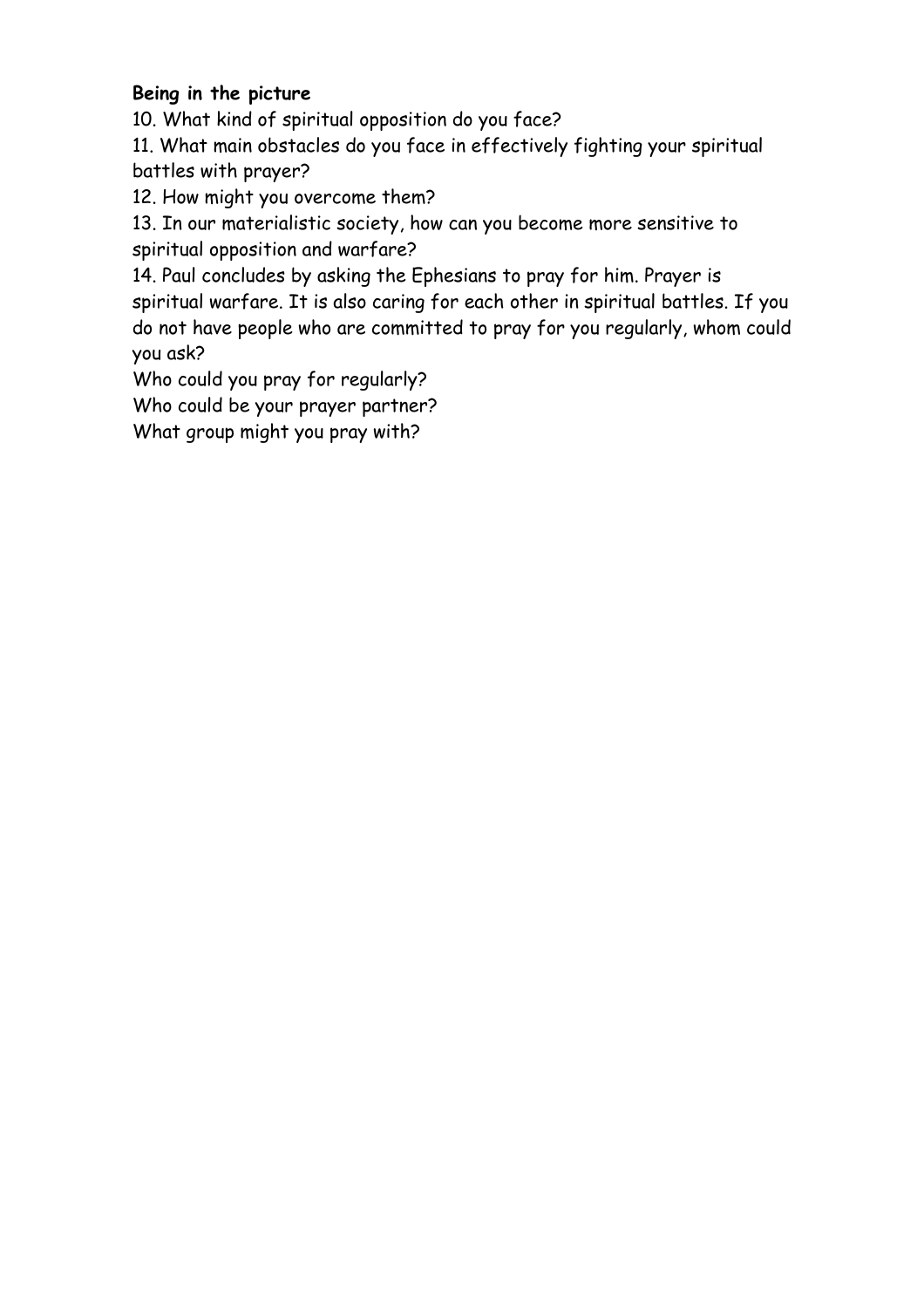**Being in the picture**

10. What kind of spiritual opposition do you face?
11. What main obstacles do you face in effectively fighting your spiritual battles with prayer?
12. How might you overcome them?
13. In our materialistic society, how can you become more sensitive to spiritual opposition and warfare?
14. Paul concludes by asking the Ephesians to pray for him. Prayer is spiritual warfare. It is also caring for each other in spiritual battles. If you do not have people who are committed to pray for you regularly, whom could you ask?

Who could you pray for regularly?
Who could be your prayer partner?
What group might you pray with?